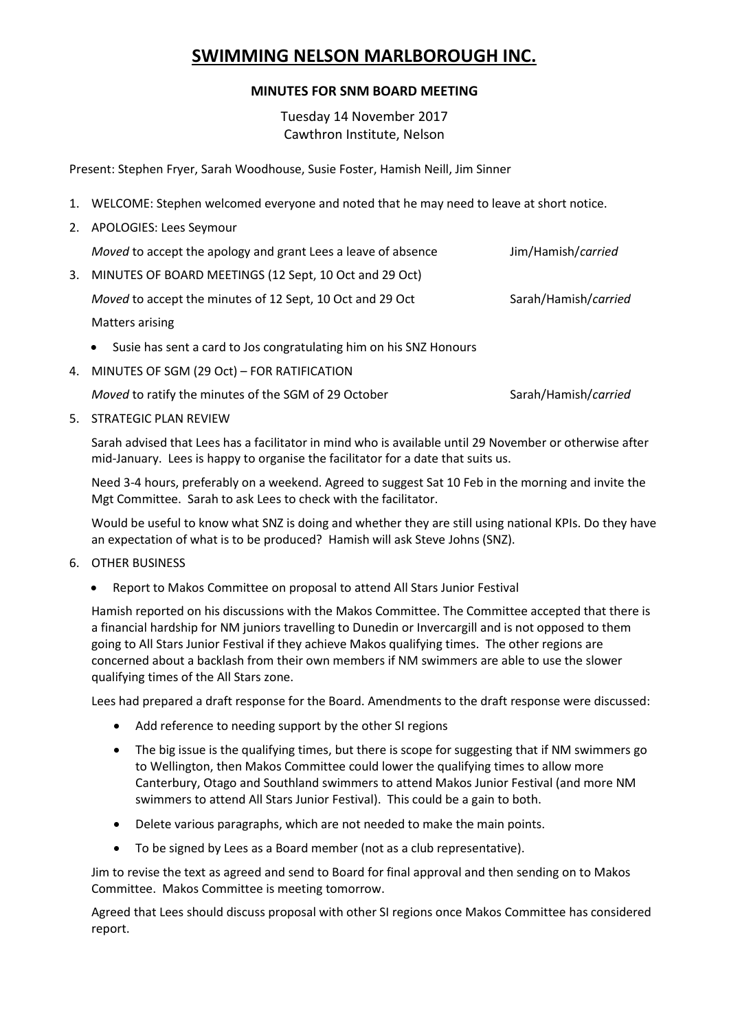# SWIMMING NELSON MARLBOROUGH INC.

**MINUTES FOR SNM BOARD MEETING**

Tuesday 14 November 2017
Cawthron Institute, Nelson

Present: Stephen Fryer, Sarah Woodhouse, Susie Foster, Hamish Neill, Jim Sinner

1. WELCOME: Stephen welcomed everyone and noted that he may need to leave at short notice.
2. APOLOGIES: Lees Seymour

   *Moved* to accept the apology and grant Lees a leave of absence — Jim/Hamish/*carried*
3. MINUTES OF BOARD MEETINGS (12 Sept, 10 Oct and 29 Oct)

   *Moved* to accept the minutes of 12 Sept, 10 Oct and 29 Oct — Sarah/Hamish/*carried*

   Matters arising

   - Susie has sent a card to Jos congratulating him on his SNZ Honours
4. MINUTES OF SGM (29 Oct) – FOR RATIFICATION

   *Moved* to ratify the minutes of the SGM of 29 October — Sarah/Hamish/*carried*
5. STRATEGIC PLAN REVIEW

   Sarah advised that Lees has a facilitator in mind who is available until 29 November or otherwise after mid-January. Lees is happy to organise the facilitator for a date that suits us.

   Need 3-4 hours, preferably on a weekend. Agreed to suggest Sat 10 Feb in the morning and invite the Mgt Committee. Sarah to ask Lees to check with the facilitator.

   Would be useful to know what SNZ is doing and whether they are still using national KPIs. Do they have an expectation of what is to be produced? Hamish will ask Steve Johns (SNZ).
6. OTHER BUSINESS

   - Report to Makos Committee on proposal to attend All Stars Junior Festival

   Hamish reported on his discussions with the Makos Committee. The Committee accepted that there is a financial hardship for NM juniors travelling to Dunedin or Invercargill and is not opposed to them going to All Stars Junior Festival if they achieve Makos qualifying times. The other regions are concerned about a backlash from their own members if NM swimmers are able to use the slower qualifying times of the All Stars zone.

   Lees had prepared a draft response for the Board. Amendments to the draft response were discussed:

   - Add reference to needing support by the other SI regions
   - The big issue is the qualifying times, but there is scope for suggesting that if NM swimmers go to Wellington, then Makos Committee could lower the qualifying times to allow more Canterbury, Otago and Southland swimmers to attend Makos Junior Festival (and more NM swimmers to attend All Stars Junior Festival). This could be a gain to both.
   - Delete various paragraphs, which are not needed to make the main points.
   - To be signed by Lees as a Board member (not as a club representative).

   Jim to revise the text as agreed and send to Board for final approval and then sending on to Makos Committee. Makos Committee is meeting tomorrow.

   Agreed that Lees should discuss proposal with other SI regions once Makos Committee has considered report.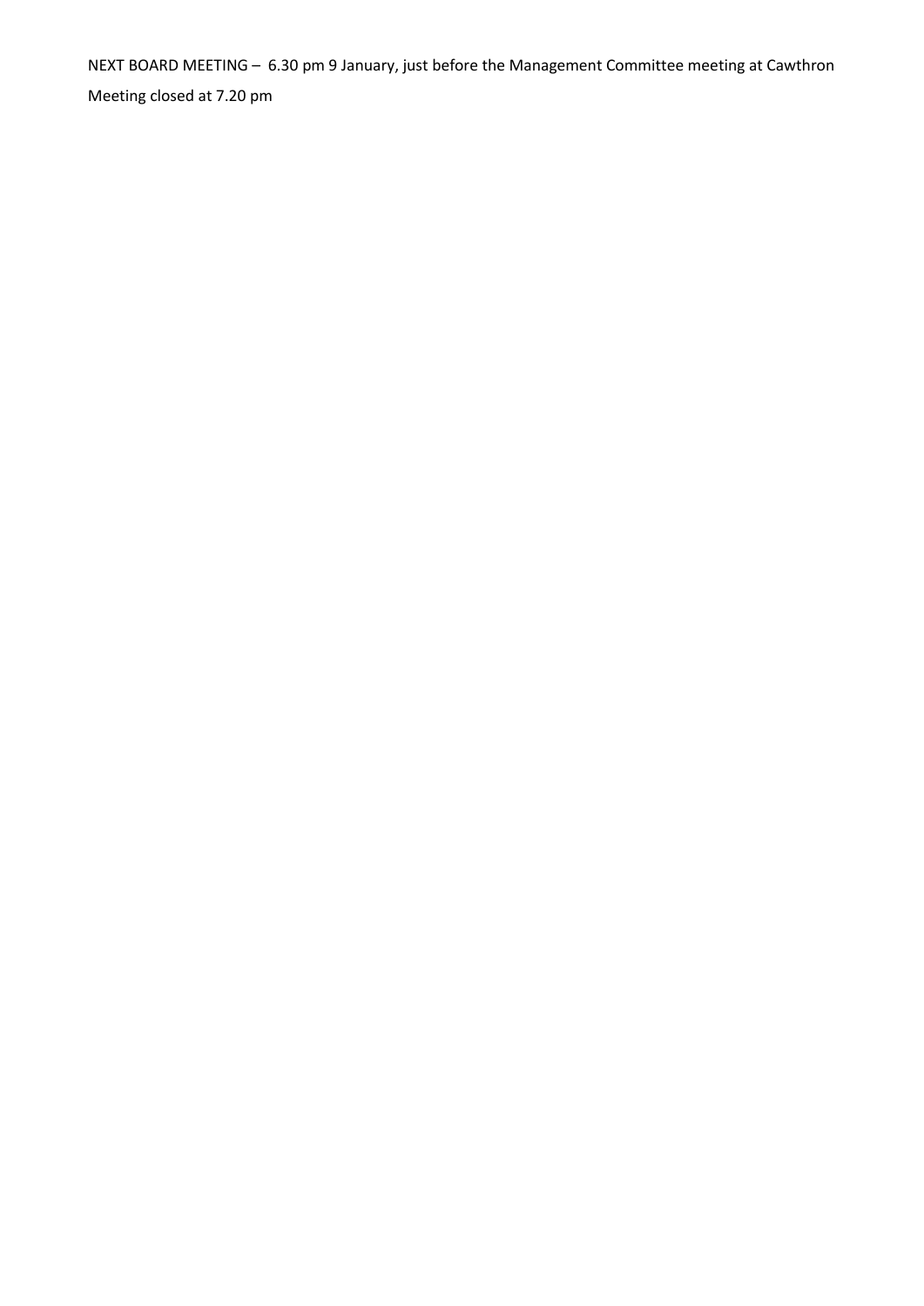NEXT BOARD MEETING – 6.30 pm 9 January, just before the Management Committee meeting at Cawthron

Meeting closed at 7.20 pm